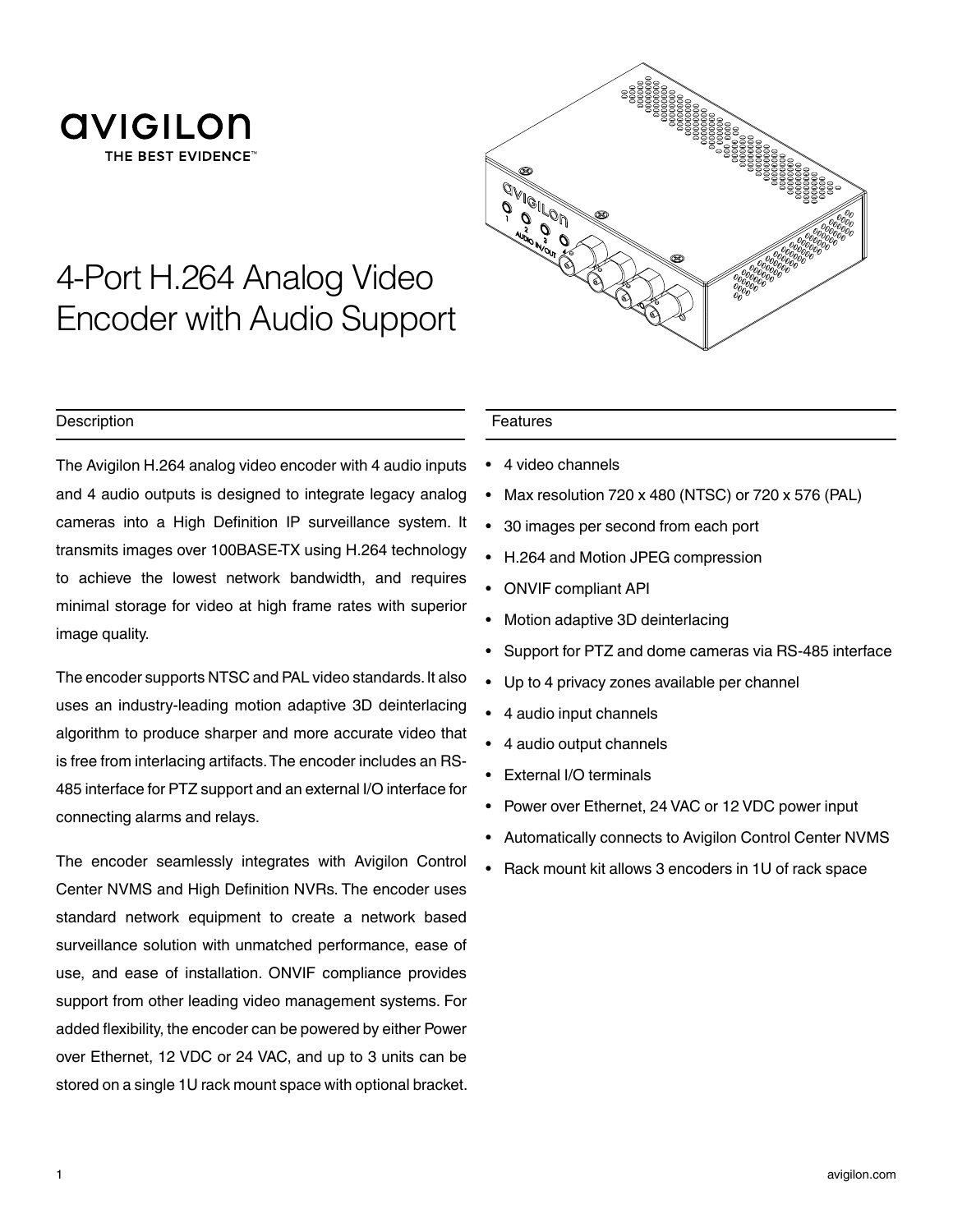AVIGILON

THE BEST EVIDENCE™

# 4-Port H.264 Analog Video Encoder with Audio Support

## Description

The Avigilon H.264 analog video encoder with 4 audio inputs and 4 audio outputs is designed to integrate legacy analog cameras into a High Definition IP surveillance system. It transmits images over 100BASE-TX using H.264 technology to achieve the lowest network bandwidth, and requires minimal storage for video at high frame rates with superior image quality.

The encoder supports NTSC and PAL video standards. It also uses an industry-leading motion adaptive 3D deinterlacing algorithm to produce sharper and more accurate video that is free from interlacing artifacts. The encoder includes an RS-485 interface for PTZ support and an external I/O interface for connecting alarms and relays.

The encoder seamlessly integrates with Avigilon Control Center NVMS and High Definition NVRs. The encoder uses standard network equipment to create a network based surveillance solution with unmatched performance, ease of use, and ease of installation. ONVIF compliance provides support from other leading video management systems. For added flexibility, the encoder can be powered by either Power over Ethernet, 12 VDC or 24 VAC, and up to 3 units can be stored on a single 1U rack mount space with optional bracket.

## Features

- 4 video channels
- Max resolution 720 x 480 (NTSC) or 720 x 576 (PAL)
- 30 images per second from each port
- H.264 and Motion JPEG compression
- ONVIF compliant API
- Motion adaptive 3D deinterlacing
- Support for PTZ and dome cameras via RS-485 interface
- Up to 4 privacy zones available per channel
- 4 audio input channels
- 4 audio output channels
- External I/O terminals
- Power over Ethernet, 24 VAC or 12 VDC power input
- Automatically connects to Avigilon Control Center NVMS
- Rack mount kit allows 3 encoders in 1U of rack space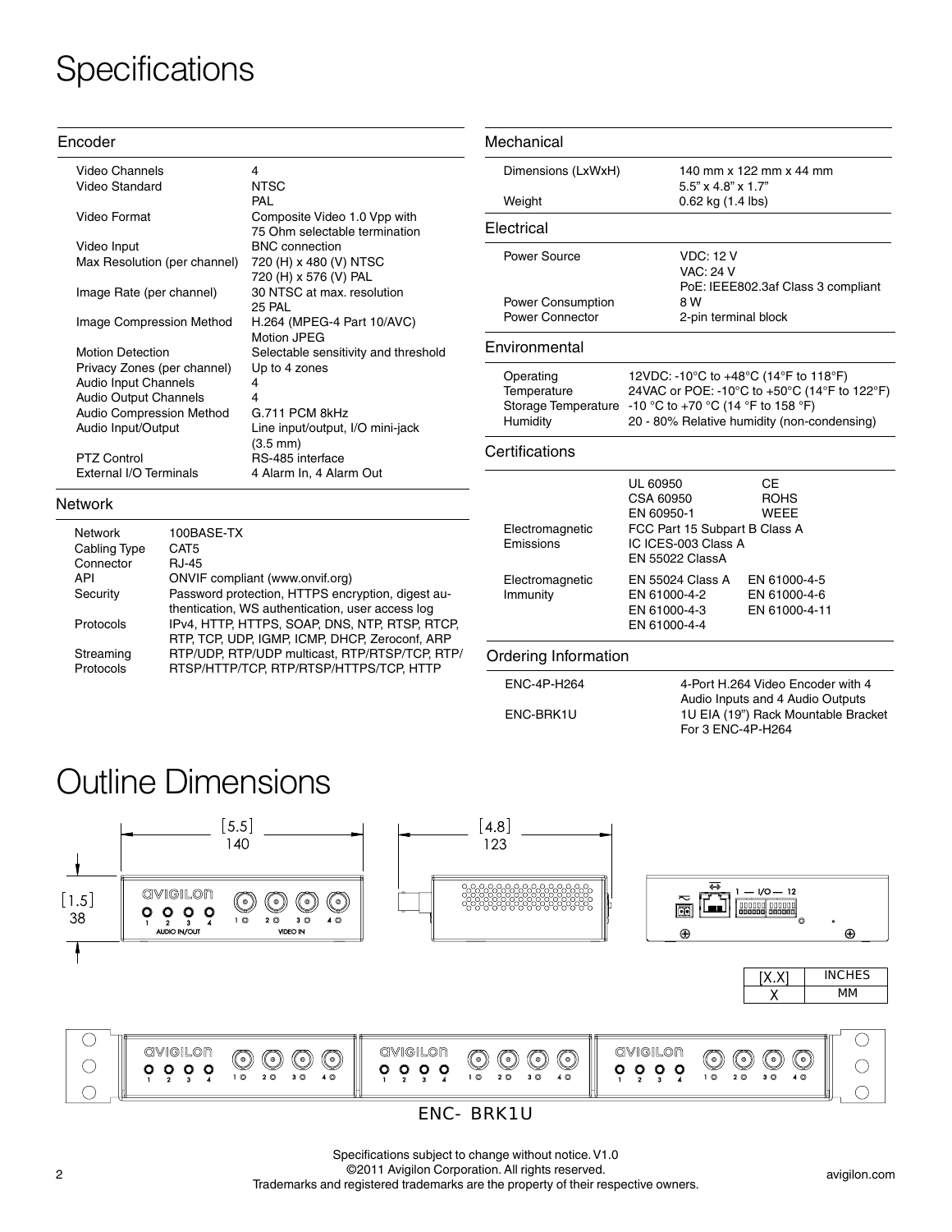# Specifications

## Encoder

| | |
|---|---|
| Video Channels | 4 |
| Video Standard | NTSC<br>PAL |
| Video Format | Composite Video 1.0 Vpp with 75 Ohm selectable termination |
| Video Input | BNC connection |
| Max Resolution (per channel) | 720 (H) x 480 (V) NTSC<br>720 (H) x 576 (V) PAL |
| Image Rate (per channel) | 30 NTSC at max. resolution<br>25 PAL |
| Image Compression Method | H.264 (MPEG-4 Part 10/AVC)<br>Motion JPEG |
| Motion Detection | Selectable sensitivity and threshold |
| Privacy Zones (per channel) | Up to 4 zones |
| Audio Input Channels | 4 |
| Audio Output Channels | 4 |
| Audio Compression Method | G.711 PCM 8kHz |
| Audio Input/Output | Line input/output, I/O mini-jack (3.5 mm) |
| PTZ Control | RS-485 interface |
| External I/O Terminals | 4 Alarm In, 4 Alarm Out |

## Network

| | |
|---|---|
| Network | 100BASE-TX |
| Cabling Type | CAT5 |
| Connector | RJ-45 |
| API | ONVIF compliant (www.onvif.org) |
| Security | Password protection, HTTPS encryption, digest authentication, WS authentication, user access log |
| Protocols | IPv4, HTTP, HTTPS, SOAP, DNS, NTP, RTSP, RTCP, RTP, TCP, UDP, IGMP, ICMP, DHCP, Zeroconf, ARP |
| Streaming Protocols | RTP/UDP, RTP/UDP multicast, RTP/RTSP/TCP, RTP/RTSP/HTTP/TCP, RTP/RTSP/HTTPS/TCP, HTTP |

## Mechanical

| | |
|---|---|
| Dimensions (LxWxH) | 140 mm x 122 mm x 44 mm<br>5.5" x 4.8" x 1.7" |
| Weight | 0.62 kg (1.4 lbs) |

## Electrical

| | |
|---|---|
| Power Source | VDC: 12 V<br>VAC: 24 V<br>PoE: IEEE802.3af Class 3 compliant |
| Power Consumption | 8 W |
| Power Connector | 2-pin terminal block |

## Environmental

| | |
|---|---|
| Operating Temperature | 12VDC: -10°C to +48°C (14°F to 118°F)<br>24VAC or POE: -10°C to +50°C (14°F to 122°F) |
| Storage Temperature | -10 °C to +70 °C (14 °F to 158 °F) |
| Humidity | 20 - 80% Relative humidity (non-condensing) |

## Certifications

| | | |
|---|---|---|
| | UL 60950<br>CSA 60950<br>EN 60950-1 | CE<br>ROHS<br>WEEE |
| Electromagnetic Emissions | FCC Part 15 Subpart B Class A<br>IC ICES-003 Class A<br>EN 55022 ClassA | |
| Electromagnetic Immunity | EN 55024 Class A<br>EN 61000-4-2<br>EN 61000-4-3<br>EN 61000-4-4 | EN 61000-4-5<br>EN 61000-4-6<br>EN 61000-4-11 |

## Ordering Information

| | |
|---|---|
| ENC-4P-H264 | 4-Port H.264 Video Encoder with 4 Audio Inputs and 4 Audio Outputs |
| ENC-BRK1U | 1U EIA (19") Rack Mountable Bracket For 3 ENC-4P-H264 |

# Outline Dimensions

[5.5]
140

[4.8]
123

[1.5]
38

avigilon
AUDIO IN/OUT
VIDEO IN
1 — I/O — 12

| [X.X] | INCHES |
|---|---|
| X | MM |

ENC- BRK1U

Specifications subject to change without notice. V1.0
©2011 Avigilon Corporation. All rights reserved.
Trademarks and registered trademarks are the property of their respective owners.

avigilon.com